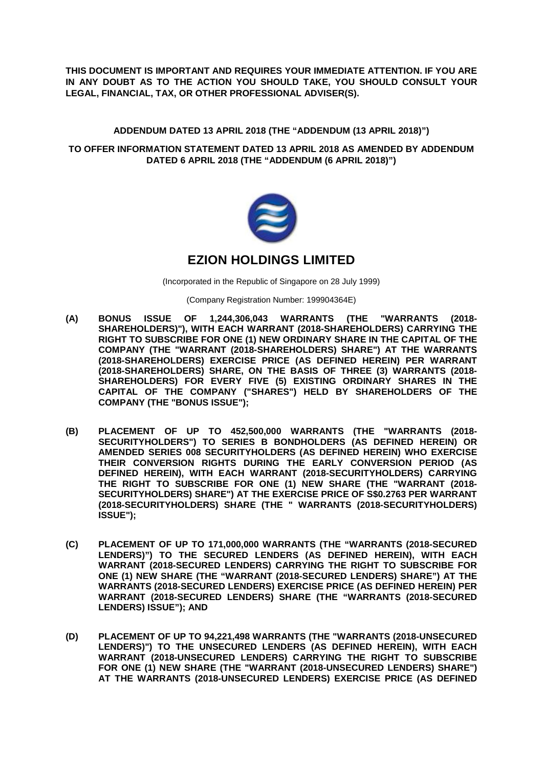**THIS DOCUMENT IS IMPORTANT AND REQUIRES YOUR IMMEDIATE ATTENTION. IF YOU ARE IN ANY DOUBT AS TO THE ACTION YOU SHOULD TAKE, YOU SHOULD CONSULT YOUR LEGAL, FINANCIAL, TAX, OR OTHER PROFESSIONAL ADVISER(S).**

**ADDENDUM DATED 13 APRIL 2018 (THE "ADDENDUM (13 APRIL 2018)")**

**TO OFFER INFORMATION STATEMENT DATED 13 APRIL 2018 AS AMENDED BY ADDENDUM DATED 6 APRIL 2018 (THE "ADDENDUM (6 APRIL 2018)")**

# EZION HOLDINGS LIMITED

(Incorporated in the Republic of Singapore on 28 July 1999)

(Company Registration Number: 199904364E)

**(A) BONUS ISSUE OF 1,244,306,043 WARRANTS (THE "WARRANTS (2018-SHAREHOLDERS)"), WITH EACH WARRANT (2018-SHAREHOLDERS) CARRYING THE RIGHT TO SUBSCRIBE FOR ONE (1) NEW ORDINARY SHARE IN THE CAPITAL OF THE COMPANY (THE "WARRANT (2018-SHAREHOLDERS) SHARE") AT THE WARRANTS (2018-SHAREHOLDERS) EXERCISE PRICE (AS DEFINED HEREIN) PER WARRANT (2018-SHAREHOLDERS) SHARE, ON THE BASIS OF THREE (3) WARRANTS (2018-SHAREHOLDERS) FOR EVERY FIVE (5) EXISTING ORDINARY SHARES IN THE CAPITAL OF THE COMPANY ("SHARES") HELD BY SHAREHOLDERS OF THE COMPANY (THE "BONUS ISSUE");**

**(B) PLACEMENT OF UP TO 452,500,000 WARRANTS (THE "WARRANTS (2018-SECURITYHOLDERS") TO SERIES B BONDHOLDERS (AS DEFINED HEREIN) OR AMENDED SERIES 008 SECURITYHOLDERS (AS DEFINED HEREIN) WHO EXERCISE THEIR CONVERSION RIGHTS DURING THE EARLY CONVERSION PERIOD (AS DEFINED HEREIN), WITH EACH WARRANT (2018-SECURITYHOLDERS) CARRYING THE RIGHT TO SUBSCRIBE FOR ONE (1) NEW SHARE (THE "WARRANT (2018-SECURITYHOLDERS) SHARE") AT THE EXERCISE PRICE OF S$0.2763 PER WARRANT (2018-SECURITYHOLDERS) SHARE (THE " WARRANTS (2018-SECURITYHOLDERS) ISSUE");**

**(C) PLACEMENT OF UP TO 171,000,000 WARRANTS (THE "WARRANTS (2018-SECURED LENDERS)") TO THE SECURED LENDERS (AS DEFINED HEREIN), WITH EACH WARRANT (2018-SECURED LENDERS) CARRYING THE RIGHT TO SUBSCRIBE FOR ONE (1) NEW SHARE (THE "WARRANT (2018-SECURED LENDERS) SHARE") AT THE WARRANTS (2018-SECURED LENDERS) EXERCISE PRICE (AS DEFINED HEREIN) PER WARRANT (2018-SECURED LENDERS) SHARE (THE "WARRANTS (2018-SECURED LENDERS) ISSUE"); AND**

**(D) PLACEMENT OF UP TO 94,221,498 WARRANTS (THE "WARRANTS (2018-UNSECURED LENDERS)") TO THE UNSECURED LENDERS (AS DEFINED HEREIN), WITH EACH WARRANT (2018-UNSECURED LENDERS) CARRYING THE RIGHT TO SUBSCRIBE FOR ONE (1) NEW SHARE (THE "WARRANT (2018-UNSECURED LENDERS) SHARE") AT THE WARRANTS (2018-UNSECURED LENDERS) EXERCISE PRICE (AS DEFINED**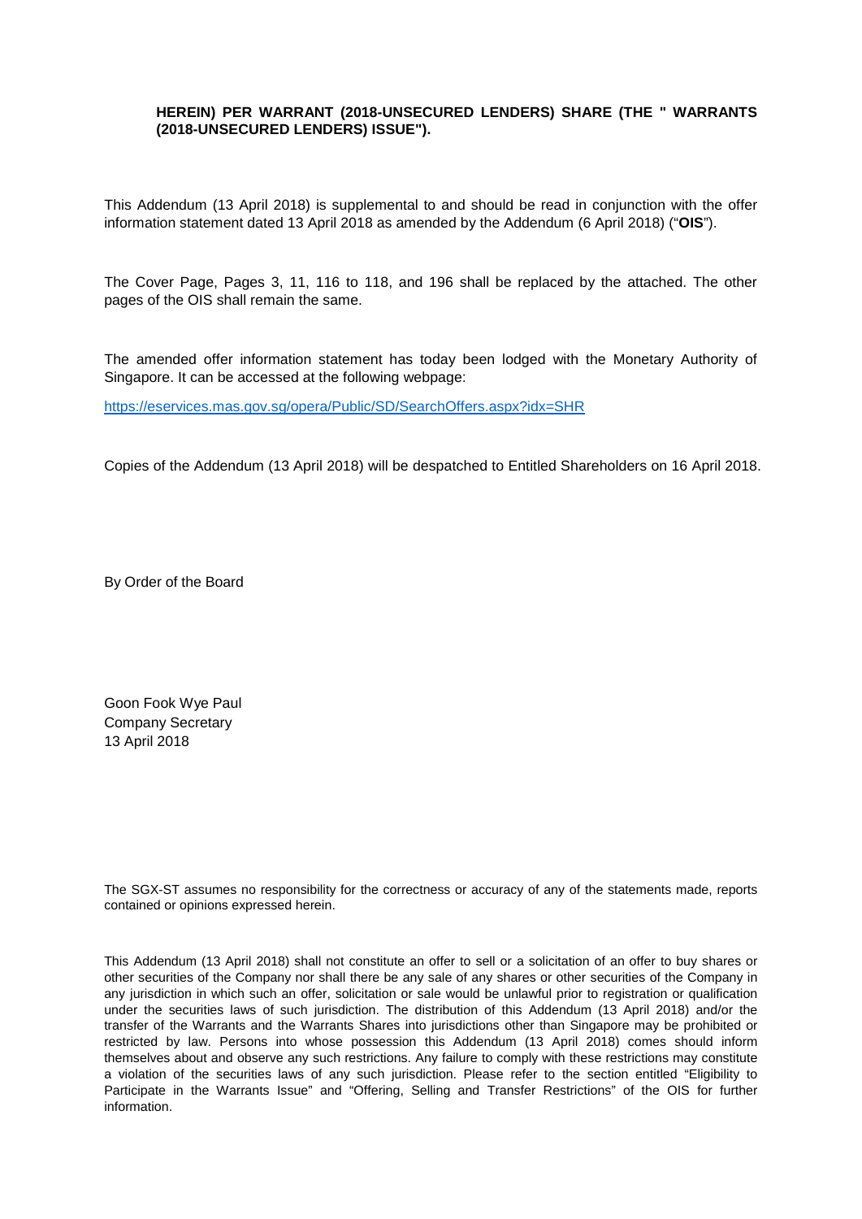**HEREIN) PER WARRANT (2018-UNSECURED LENDERS) SHARE (THE " WARRANTS (2018-UNSECURED LENDERS) ISSUE").**

This Addendum (13 April 2018) is supplemental to and should be read in conjunction with the offer information statement dated 13 April 2018 as amended by the Addendum (6 April 2018) ("**OIS**").

The Cover Page, Pages 3, 11, 116 to 118, and 196 shall be replaced by the attached. The other pages of the OIS shall remain the same.

The amended offer information statement has today been lodged with the Monetary Authority of Singapore. It can be accessed at the following webpage:

https://eservices.mas.gov.sg/opera/Public/SD/SearchOffers.aspx?idx=SHR

Copies of the Addendum (13 April 2018) will be despatched to Entitled Shareholders on 16 April 2018.

By Order of the Board

Goon Fook Wye Paul
Company Secretary
13 April 2018

The SGX-ST assumes no responsibility for the correctness or accuracy of any of the statements made, reports contained or opinions expressed herein.

This Addendum (13 April 2018) shall not constitute an offer to sell or a solicitation of an offer to buy shares or other securities of the Company nor shall there be any sale of any shares or other securities of the Company in any jurisdiction in which such an offer, solicitation or sale would be unlawful prior to registration or qualification under the securities laws of such jurisdiction. The distribution of this Addendum (13 April 2018) and/or the transfer of the Warrants and the Warrants Shares into jurisdictions other than Singapore may be prohibited or restricted by law. Persons into whose possession this Addendum (13 April 2018) comes should inform themselves about and observe any such restrictions. Any failure to comply with these restrictions may constitute a violation of the securities laws of any such jurisdiction. Please refer to the section entitled "Eligibility to Participate in the Warrants Issue" and "Offering, Selling and Transfer Restrictions" of the OIS for further information.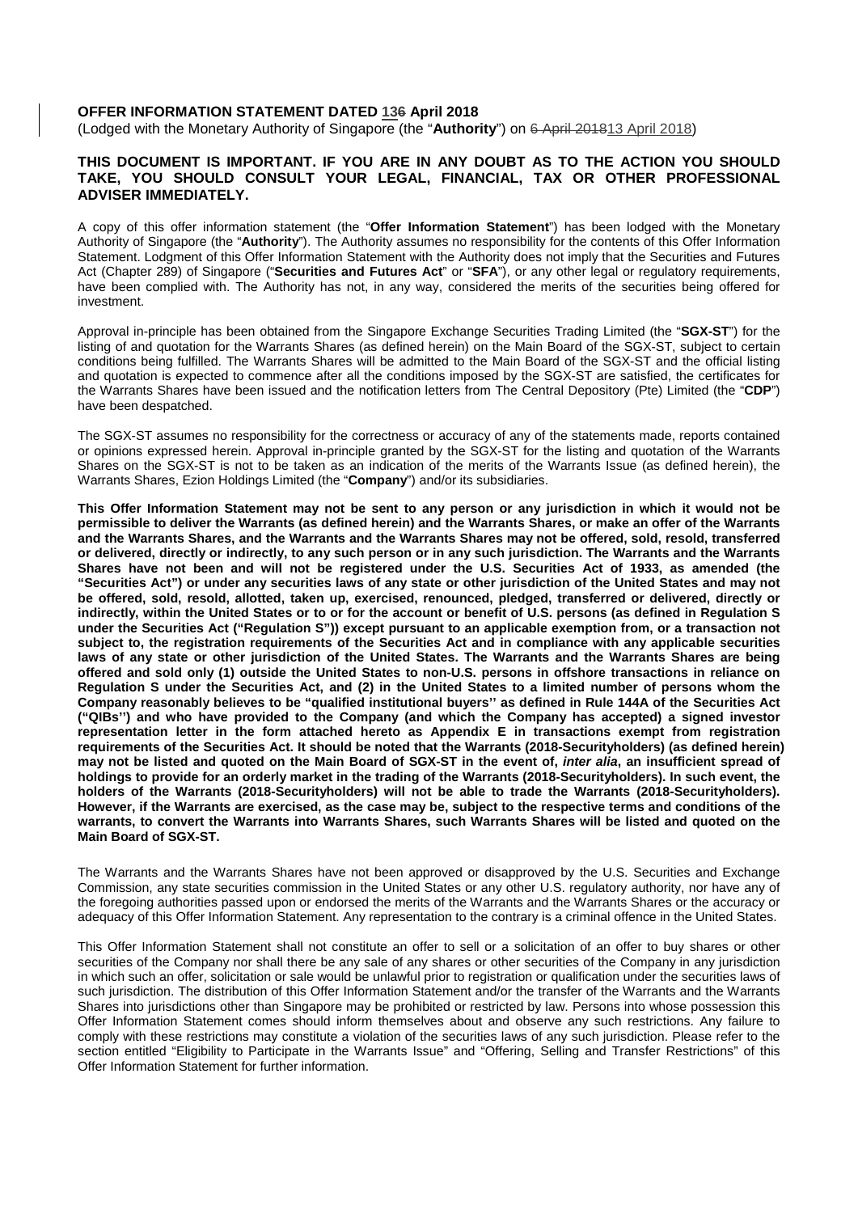**OFFER INFORMATION STATEMENT DATED 136 April 2018**

(Lodged with the Monetary Authority of Singapore (the "**Authority**") on 6 April 201813 April 2018)

**THIS DOCUMENT IS IMPORTANT. IF YOU ARE IN ANY DOUBT AS TO THE ACTION YOU SHOULD TAKE, YOU SHOULD CONSULT YOUR LEGAL, FINANCIAL, TAX OR OTHER PROFESSIONAL ADVISER IMMEDIATELY.**

A copy of this offer information statement (the "**Offer Information Statement**") has been lodged with the Monetary Authority of Singapore (the "**Authority**"). The Authority assumes no responsibility for the contents of this Offer Information Statement. Lodgment of this Offer Information Statement with the Authority does not imply that the Securities and Futures Act (Chapter 289) of Singapore ("**Securities and Futures Act**" or "**SFA**"), or any other legal or regulatory requirements, have been complied with. The Authority has not, in any way, considered the merits of the securities being offered for investment.

Approval in-principle has been obtained from the Singapore Exchange Securities Trading Limited (the "**SGX-ST**") for the listing of and quotation for the Warrants Shares (as defined herein) on the Main Board of the SGX-ST, subject to certain conditions being fulfilled. The Warrants Shares will be admitted to the Main Board of the SGX-ST and the official listing and quotation is expected to commence after all the conditions imposed by the SGX-ST are satisfied, the certificates for the Warrants Shares have been issued and the notification letters from The Central Depository (Pte) Limited (the "**CDP**") have been despatched.

The SGX-ST assumes no responsibility for the correctness or accuracy of any of the statements made, reports contained or opinions expressed herein. Approval in-principle granted by the SGX-ST for the listing and quotation of the Warrants Shares on the SGX-ST is not to be taken as an indication of the merits of the Warrants Issue (as defined herein), the Warrants Shares, Ezion Holdings Limited (the "**Company**") and/or its subsidiaries.

**This Offer Information Statement may not be sent to any person or any jurisdiction in which it would not be permissible to deliver the Warrants (as defined herein) and the Warrants Shares, or make an offer of the Warrants and the Warrants Shares, and the Warrants and the Warrants Shares may not be offered, sold, resold, transferred or delivered, directly or indirectly, to any such person or in any such jurisdiction. The Warrants and the Warrants Shares have not been and will not be registered under the U.S. Securities Act of 1933, as amended (the "Securities Act") or under any securities laws of any state or other jurisdiction of the United States and may not be offered, sold, resold, allotted, taken up, exercised, renounced, pledged, transferred or delivered, directly or indirectly, within the United States or to or for the account or benefit of U.S. persons (as defined in Regulation S under the Securities Act ("Regulation S")) except pursuant to an applicable exemption from, or a transaction not subject to, the registration requirements of the Securities Act and in compliance with any applicable securities laws of any state or other jurisdiction of the United States. The Warrants and the Warrants Shares are being offered and sold only (1) outside the United States to non-U.S. persons in offshore transactions in reliance on Regulation S under the Securities Act, and (2) in the United States to a limited number of persons whom the Company reasonably believes to be "qualified institutional buyers'' as defined in Rule 144A of the Securities Act ("QIBs'') and who have provided to the Company (and which the Company has accepted) a signed investor representation letter in the form attached hereto as Appendix E in transactions exempt from registration requirements of the Securities Act. It should be noted that the Warrants (2018-Securityholders) (as defined herein) may not be listed and quoted on the Main Board of SGX-ST in the event of, *inter alia*, an insufficient spread of holdings to provide for an orderly market in the trading of the Warrants (2018-Securityholders). In such event, the holders of the Warrants (2018-Securityholders) will not be able to trade the Warrants (2018-Securityholders). However, if the Warrants are exercised, as the case may be, subject to the respective terms and conditions of the warrants, to convert the Warrants into Warrants Shares, such Warrants Shares will be listed and quoted on the Main Board of SGX-ST.**

The Warrants and the Warrants Shares have not been approved or disapproved by the U.S. Securities and Exchange Commission, any state securities commission in the United States or any other U.S. regulatory authority, nor have any of the foregoing authorities passed upon or endorsed the merits of the Warrants and the Warrants Shares or the accuracy or adequacy of this Offer Information Statement. Any representation to the contrary is a criminal offence in the United States.

This Offer Information Statement shall not constitute an offer to sell or a solicitation of an offer to buy shares or other securities of the Company nor shall there be any sale of any shares or other securities of the Company in any jurisdiction in which such an offer, solicitation or sale would be unlawful prior to registration or qualification under the securities laws of such jurisdiction. The distribution of this Offer Information Statement and/or the transfer of the Warrants and the Warrants Shares into jurisdictions other than Singapore may be prohibited or restricted by law. Persons into whose possession this Offer Information Statement comes should inform themselves about and observe any such restrictions. Any failure to comply with these restrictions may constitute a violation of the securities laws of any such jurisdiction. Please refer to the section entitled "Eligibility to Participate in the Warrants Issue" and "Offering, Selling and Transfer Restrictions" of this Offer Information Statement for further information.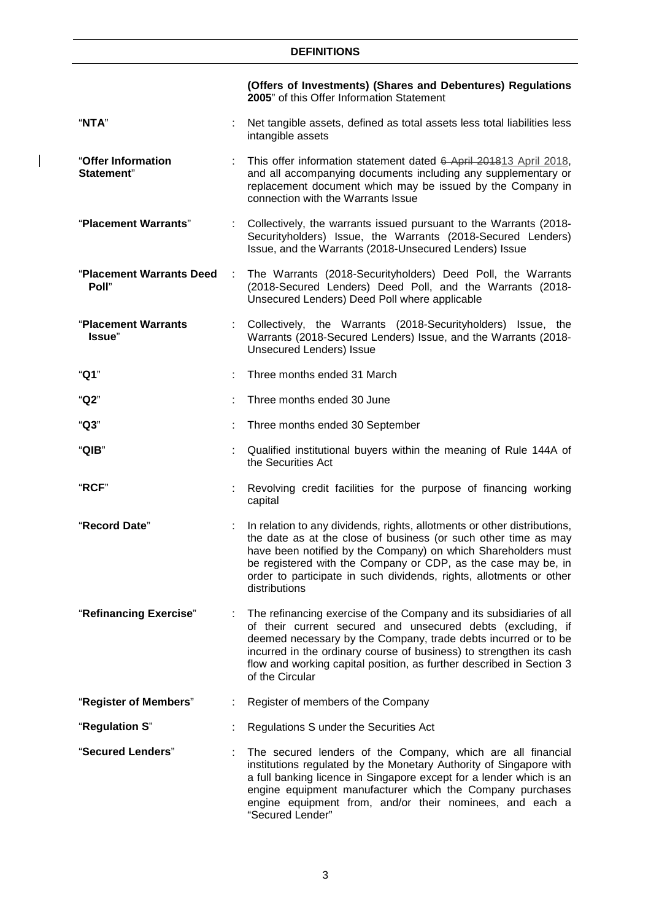## DEFINITIONS

| | | |
|---|---|---|
| | | **(Offers of Investments) (Shares and Debentures) Regulations 2005**" of this Offer Information Statement |
| "**NTA**" | : | Net tangible assets, defined as total assets less total liabilities less intangible assets |
| "**Offer Information Statement**" | : | This offer information statement dated ~~6 April 2018~~13 April 2018, and all accompanying documents including any supplementary or replacement document which may be issued by the Company in connection with the Warrants Issue |
| "**Placement Warrants**" | : | Collectively, the warrants issued pursuant to the Warrants (2018-Securityholders) Issue, the Warrants (2018-Secured Lenders) Issue, and the Warrants (2018-Unsecured Lenders) Issue |
| "**Placement Warrants Deed Poll**" | : | The Warrants (2018-Securityholders) Deed Poll, the Warrants (2018-Secured Lenders) Deed Poll, and the Warrants (2018-Unsecured Lenders) Deed Poll where applicable |
| "**Placement Warrants Issue**" | : | Collectively, the Warrants (2018-Securityholders) Issue, the Warrants (2018-Secured Lenders) Issue, and the Warrants (2018-Unsecured Lenders) Issue |
| "**Q1**" | : | Three months ended 31 March |
| "**Q2**" | : | Three months ended 30 June |
| "**Q3**" | : | Three months ended 30 September |
| "**QIB**" | : | Qualified institutional buyers within the meaning of Rule 144A of the Securities Act |
| "**RCF**" | : | Revolving credit facilities for the purpose of financing working capital |
| "**Record Date**" | : | In relation to any dividends, rights, allotments or other distributions, the date as at the close of business (or such other time as may have been notified by the Company) on which Shareholders must be registered with the Company or CDP, as the case may be, in order to participate in such dividends, rights, allotments or other distributions |
| "**Refinancing Exercise**" | : | The refinancing exercise of the Company and its subsidiaries of all of their current secured and unsecured debts (excluding, if deemed necessary by the Company, trade debts incurred or to be incurred in the ordinary course of business) to strengthen its cash flow and working capital position, as further described in Section 3 of the Circular |
| "**Register of Members**" | : | Register of members of the Company |
| "**Regulation S**" | : | Regulations S under the Securities Act |
| "**Secured Lenders**" | : | The secured lenders of the Company, which are all financial institutions regulated by the Monetary Authority of Singapore with a full banking licence in Singapore except for a lender which is an engine equipment manufacturer which the Company purchases engine equipment from, and/or their nominees, and each a "Secured Lender" |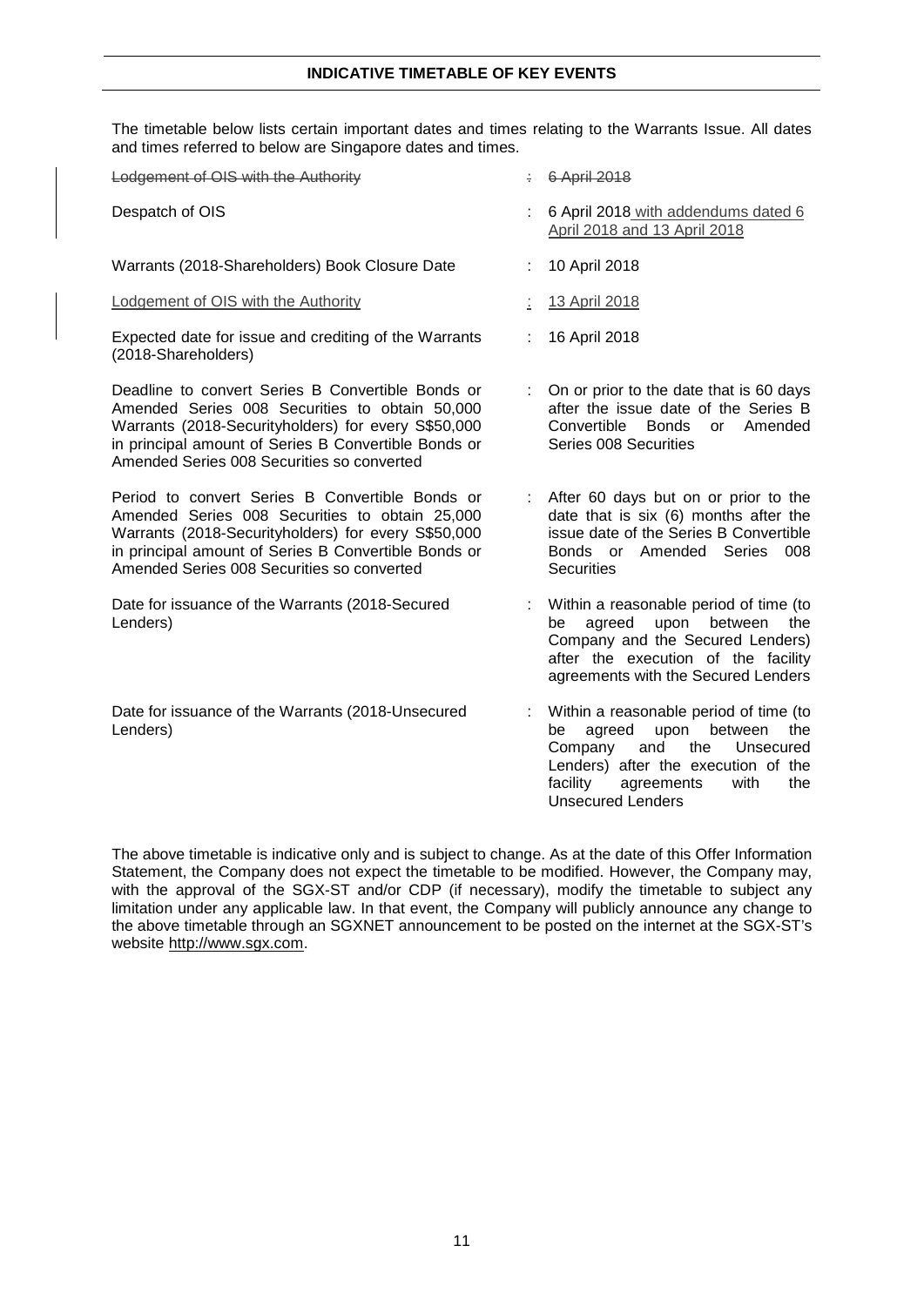## INDICATIVE TIMETABLE OF KEY EVENTS

The timetable below lists certain important dates and times relating to the Warrants Issue. All dates and times referred to below are Singapore dates and times.

| | | |
|---|---|---|
| ~~Lodgement of OIS with the Authority~~ | ~~:~~ | ~~6 April 2018~~ |
| Despatch of OIS | : | 6 April 2018 with addendums dated 6 April 2018 and 13 April 2018 |
| Warrants (2018-Shareholders) Book Closure Date | : | 10 April 2018 |
| Lodgement of OIS with the Authority | : | 13 April 2018 |
| Expected date for issue and crediting of the Warrants (2018-Shareholders) | : | 16 April 2018 |
| Deadline to convert Series B Convertible Bonds or Amended Series 008 Securities to obtain 50,000 Warrants (2018-Securityholders) for every S$50,000 in principal amount of Series B Convertible Bonds or Amended Series 008 Securities so converted | : | On or prior to the date that is 60 days after the issue date of the Series B Convertible Bonds or Amended Series 008 Securities |
| Period to convert Series B Convertible Bonds or Amended Series 008 Securities to obtain 25,000 Warrants (2018-Securityholders) for every S$50,000 in principal amount of Series B Convertible Bonds or Amended Series 008 Securities so converted | : | After 60 days but on or prior to the date that is six (6) months after the issue date of the Series B Convertible Bonds or Amended Series 008 Securities |
| Date for issuance of the Warrants (2018-Secured Lenders) | : | Within a reasonable period of time (to be agreed upon between the Company and the Secured Lenders) after the execution of the facility agreements with the Secured Lenders |
| Date for issuance of the Warrants (2018-Unsecured Lenders) | : | Within a reasonable period of time (to be agreed upon between the Company and the Unsecured Lenders) after the execution of the facility agreements with the Unsecured Lenders |

The above timetable is indicative only and is subject to change. As at the date of this Offer Information Statement, the Company does not expect the timetable to be modified. However, the Company may, with the approval of the SGX-ST and/or CDP (if necessary), modify the timetable to subject any limitation under any applicable law. In that event, the Company will publicly announce any change to the above timetable through an SGXNET announcement to be posted on the internet at the SGX-ST's website http://www.sgx.com.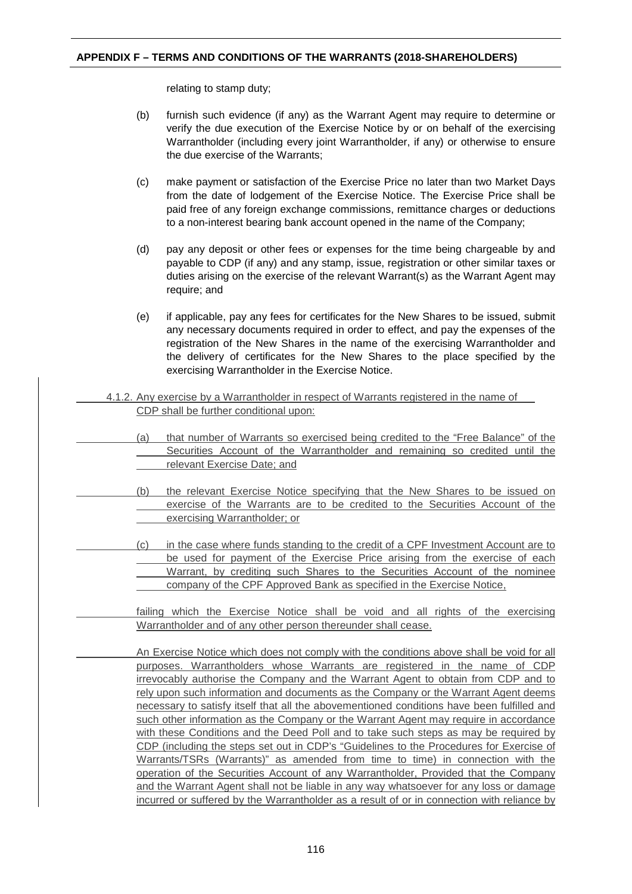relating to stamp duty;

(b) furnish such evidence (if any) as the Warrant Agent may require to determine or verify the due execution of the Exercise Notice by or on behalf of the exercising Warrantholder (including every joint Warrantholder, if any) or otherwise to ensure the due exercise of the Warrants;

(c) make payment or satisfaction of the Exercise Price no later than two Market Days from the date of lodgement of the Exercise Notice. The Exercise Price shall be paid free of any foreign exchange commissions, remittance charges or deductions to a non-interest bearing bank account opened in the name of the Company;

(d) pay any deposit or other fees or expenses for the time being chargeable by and payable to CDP (if any) and any stamp, issue, registration or other similar taxes or duties arising on the exercise of the relevant Warrant(s) as the Warrant Agent may require; and

(e) if applicable, pay any fees for certificates for the New Shares to be issued, submit any necessary documents required in order to effect, and pay the expenses of the registration of the New Shares in the name of the exercising Warrantholder and the delivery of certificates for the New Shares to the place specified by the exercising Warrantholder in the Exercise Notice.

4.1.2. Any exercise by a Warrantholder in respect of Warrants registered in the name of CDP shall be further conditional upon:

(a) that number of Warrants so exercised being credited to the "Free Balance" of the Securities Account of the Warrantholder and remaining so credited until the relevant Exercise Date; and

(b) the relevant Exercise Notice specifying that the New Shares to be issued on exercise of the Warrants are to be credited to the Securities Account of the exercising Warrantholder; or

(c) in the case where funds standing to the credit of a CPF Investment Account are to be used for payment of the Exercise Price arising from the exercise of each Warrant, by crediting such Shares to the Securities Account of the nominee company of the CPF Approved Bank as specified in the Exercise Notice,

failing which the Exercise Notice shall be void and all rights of the exercising Warrantholder and of any other person thereunder shall cease.

An Exercise Notice which does not comply with the conditions above shall be void for all purposes. Warrantholders whose Warrants are registered in the name of CDP irrevocably authorise the Company and the Warrant Agent to obtain from CDP and to rely upon such information and documents as the Company or the Warrant Agent deems necessary to satisfy itself that all the abovementioned conditions have been fulfilled and such other information as the Company or the Warrant Agent may require in accordance with these Conditions and the Deed Poll and to take such steps as may be required by CDP (including the steps set out in CDP's "Guidelines to the Procedures for Exercise of Warrants/TSRs (Warrants)" as amended from time to time) in connection with the operation of the Securities Account of any Warrantholder, Provided that the Company and the Warrant Agent shall not be liable in any way whatsoever for any loss or damage incurred or suffered by the Warrantholder as a result of or in connection with reliance by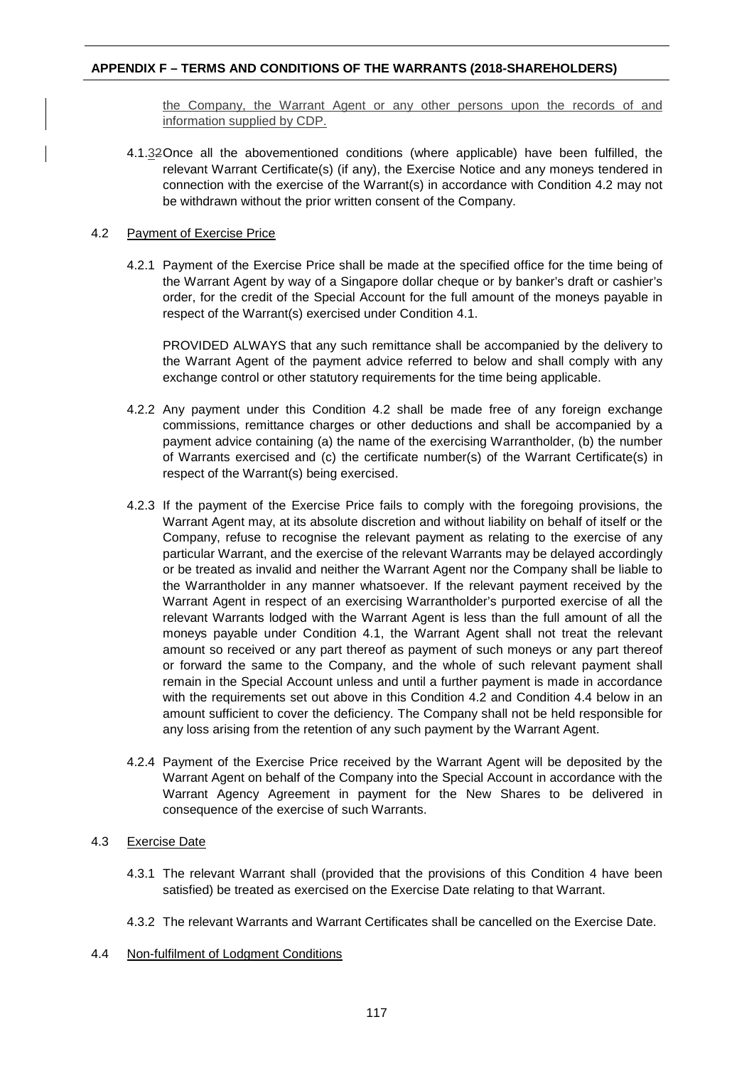the Company, the Warrant Agent or any other persons upon the records of and information supplied by CDP.

4.1.32 Once all the abovementioned conditions (where applicable) have been fulfilled, the relevant Warrant Certificate(s) (if any), the Exercise Notice and any moneys tendered in connection with the exercise of the Warrant(s) in accordance with Condition 4.2 may not be withdrawn without the prior written consent of the Company.

4.2 Payment of Exercise Price

4.2.1 Payment of the Exercise Price shall be made at the specified office for the time being of the Warrant Agent by way of a Singapore dollar cheque or by banker's draft or cashier's order, for the credit of the Special Account for the full amount of the moneys payable in respect of the Warrant(s) exercised under Condition 4.1.

PROVIDED ALWAYS that any such remittance shall be accompanied by the delivery to the Warrant Agent of the payment advice referred to below and shall comply with any exchange control or other statutory requirements for the time being applicable.

4.2.2 Any payment under this Condition 4.2 shall be made free of any foreign exchange commissions, remittance charges or other deductions and shall be accompanied by a payment advice containing (a) the name of the exercising Warrantholder, (b) the number of Warrants exercised and (c) the certificate number(s) of the Warrant Certificate(s) in respect of the Warrant(s) being exercised.

4.2.3 If the payment of the Exercise Price fails to comply with the foregoing provisions, the Warrant Agent may, at its absolute discretion and without liability on behalf of itself or the Company, refuse to recognise the relevant payment as relating to the exercise of any particular Warrant, and the exercise of the relevant Warrants may be delayed accordingly or be treated as invalid and neither the Warrant Agent nor the Company shall be liable to the Warrantholder in any manner whatsoever. If the relevant payment received by the Warrant Agent in respect of an exercising Warrantholder's purported exercise of all the relevant Warrants lodged with the Warrant Agent is less than the full amount of all the moneys payable under Condition 4.1, the Warrant Agent shall not treat the relevant amount so received or any part thereof as payment of such moneys or any part thereof or forward the same to the Company, and the whole of such relevant payment shall remain in the Special Account unless and until a further payment is made in accordance with the requirements set out above in this Condition 4.2 and Condition 4.4 below in an amount sufficient to cover the deficiency. The Company shall not be held responsible for any loss arising from the retention of any such payment by the Warrant Agent.

4.2.4 Payment of the Exercise Price received by the Warrant Agent will be deposited by the Warrant Agent on behalf of the Company into the Special Account in accordance with the Warrant Agency Agreement in payment for the New Shares to be delivered in consequence of the exercise of such Warrants.

4.3 Exercise Date

4.3.1 The relevant Warrant shall (provided that the provisions of this Condition 4 have been satisfied) be treated as exercised on the Exercise Date relating to that Warrant.

4.3.2 The relevant Warrants and Warrant Certificates shall be cancelled on the Exercise Date.

4.4 Non-fulfilment of Lodgment Conditions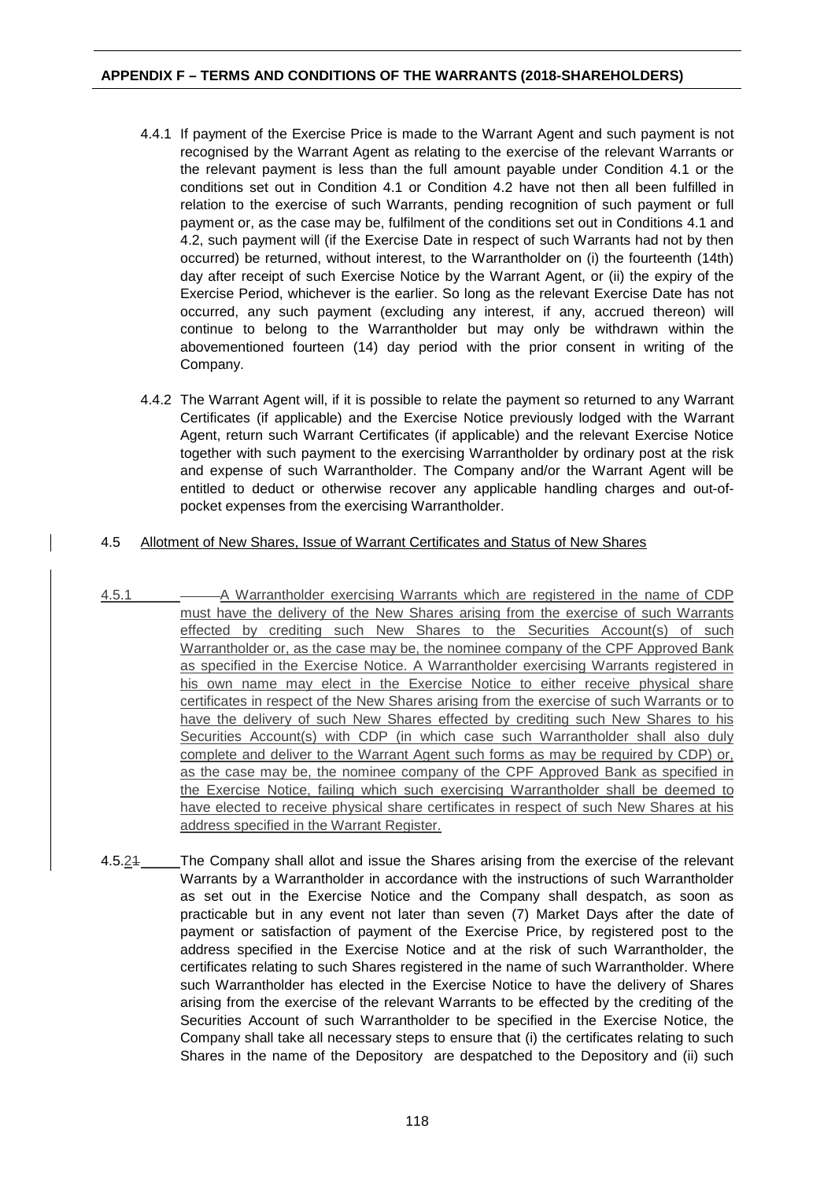4.4.1 If payment of the Exercise Price is made to the Warrant Agent and such payment is not recognised by the Warrant Agent as relating to the exercise of the relevant Warrants or the relevant payment is less than the full amount payable under Condition 4.1 or the conditions set out in Condition 4.1 or Condition 4.2 have not then all been fulfilled in relation to the exercise of such Warrants, pending recognition of such payment or full payment or, as the case may be, fulfilment of the conditions set out in Conditions 4.1 and 4.2, such payment will (if the Exercise Date in respect of such Warrants had not by then occurred) be returned, without interest, to the Warrantholder on (i) the fourteenth (14th) day after receipt of such Exercise Notice by the Warrant Agent, or (ii) the expiry of the Exercise Period, whichever is the earlier. So long as the relevant Exercise Date has not occurred, any such payment (excluding any interest, if any, accrued thereon) will continue to belong to the Warrantholder but may only be withdrawn within the abovementioned fourteen (14) day period with the prior consent in writing of the Company.

4.4.2 The Warrant Agent will, if it is possible to relate the payment so returned to any Warrant Certificates (if applicable) and the Exercise Notice previously lodged with the Warrant Agent, return such Warrant Certificates (if applicable) and the relevant Exercise Notice together with such payment to the exercising Warrantholder by ordinary post at the risk and expense of such Warrantholder. The Company and/or the Warrant Agent will be entitled to deduct or otherwise recover any applicable handling charges and out-of-pocket expenses from the exercising Warrantholder.

4.5 Allotment of New Shares, Issue of Warrant Certificates and Status of New Shares

4.5.1 A Warrantholder exercising Warrants which are registered in the name of CDP must have the delivery of the New Shares arising from the exercise of such Warrants effected by crediting such New Shares to the Securities Account(s) of such Warrantholder or, as the case may be, the nominee company of the CPF Approved Bank as specified in the Exercise Notice. A Warrantholder exercising Warrants registered in his own name may elect in the Exercise Notice to either receive physical share certificates in respect of the New Shares arising from the exercise of such Warrants or to have the delivery of such New Shares effected by crediting such New Shares to his Securities Account(s) with CDP (in which case such Warrantholder shall also duly complete and deliver to the Warrant Agent such forms as may be required by CDP) or, as the case may be, the nominee company of the CPF Approved Bank as specified in the Exercise Notice, failing which such exercising Warrantholder shall be deemed to have elected to receive physical share certificates in respect of such New Shares at his address specified in the Warrant Register.

4.5.2~~1~~ The Company shall allot and issue the Shares arising from the exercise of the relevant Warrants by a Warrantholder in accordance with the instructions of such Warrantholder as set out in the Exercise Notice and the Company shall despatch, as soon as practicable but in any event not later than seven (7) Market Days after the date of payment or satisfaction of payment of the Exercise Price, by registered post to the address specified in the Exercise Notice and at the risk of such Warrantholder, the certificates relating to such Shares registered in the name of such Warrantholder. Where such Warrantholder has elected in the Exercise Notice to have the delivery of Shares arising from the exercise of the relevant Warrants to be effected by the crediting of the Securities Account of such Warrantholder to be specified in the Exercise Notice, the Company shall take all necessary steps to ensure that (i) the certificates relating to such Shares in the name of the Depository are despatched to the Depository and (ii) such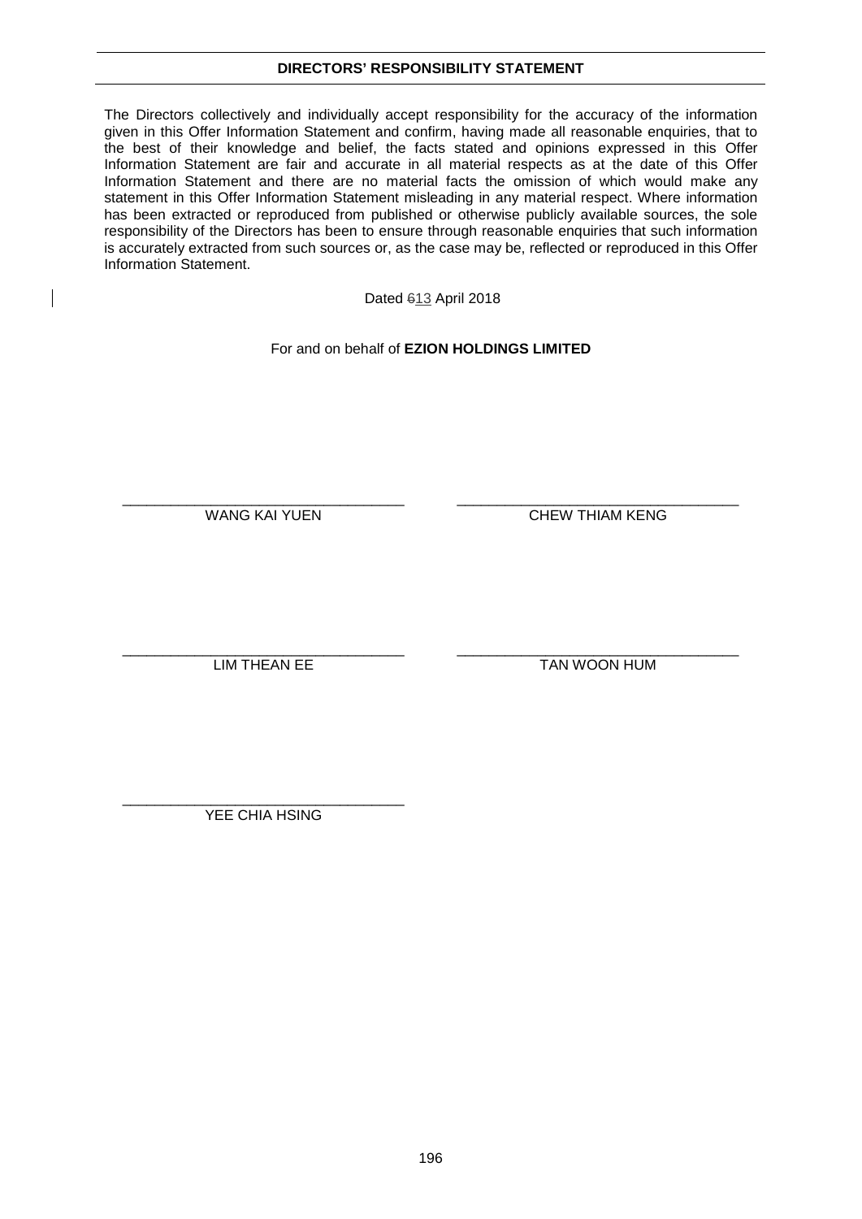## DIRECTORS' RESPONSIBILITY STATEMENT

The Directors collectively and individually accept responsibility for the accuracy of the information given in this Offer Information Statement and confirm, having made all reasonable enquiries, that to the best of their knowledge and belief, the facts stated and opinions expressed in this Offer Information Statement are fair and accurate in all material respects as at the date of this Offer Information Statement and there are no material facts the omission of which would make any statement in this Offer Information Statement misleading in any material respect. Where information has been extracted or reproduced from published or otherwise publicly available sources, the sole responsibility of the Directors has been to ensure through reasonable enquiries that such information is accurately extracted from such sources or, as the case may be, reflected or reproduced in this Offer Information Statement.

Dated ~~6~~13 April 2018

For and on behalf of **EZION HOLDINGS LIMITED**

\_\_\_\_\_\_\_\_\_\_\_\_\_\_\_\_\_\_\_\_\_\_\_\_\_\_\_\_\_\_\_\_\_\_
WANG KAI YUEN

\_\_\_\_\_\_\_\_\_\_\_\_\_\_\_\_\_\_\_\_\_\_\_\_\_\_\_\_\_\_\_\_\_\_
CHEW THIAM KENG

\_\_\_\_\_\_\_\_\_\_\_\_\_\_\_\_\_\_\_\_\_\_\_\_\_\_\_\_\_\_\_\_\_\_
LIM THEAN EE

\_\_\_\_\_\_\_\_\_\_\_\_\_\_\_\_\_\_\_\_\_\_\_\_\_\_\_\_\_\_\_\_\_\_
TAN WOON HUM

\_\_\_\_\_\_\_\_\_\_\_\_\_\_\_\_\_\_\_\_\_\_\_\_\_\_\_\_\_\_\_\_\_\_
YEE CHIA HSING